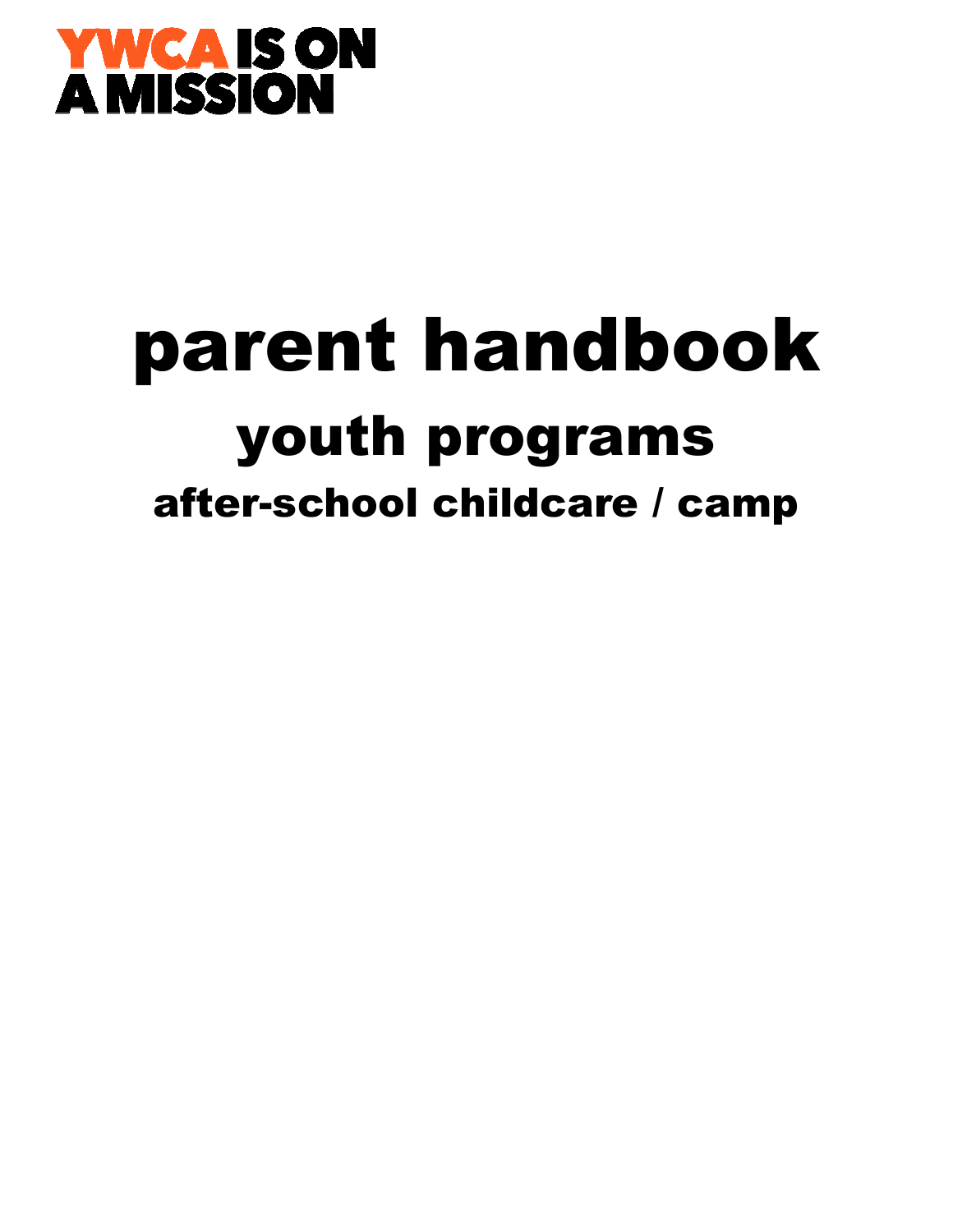YWCA IS ON A MISSION

# parent handbook

## youth programs

### after-school childcare / camp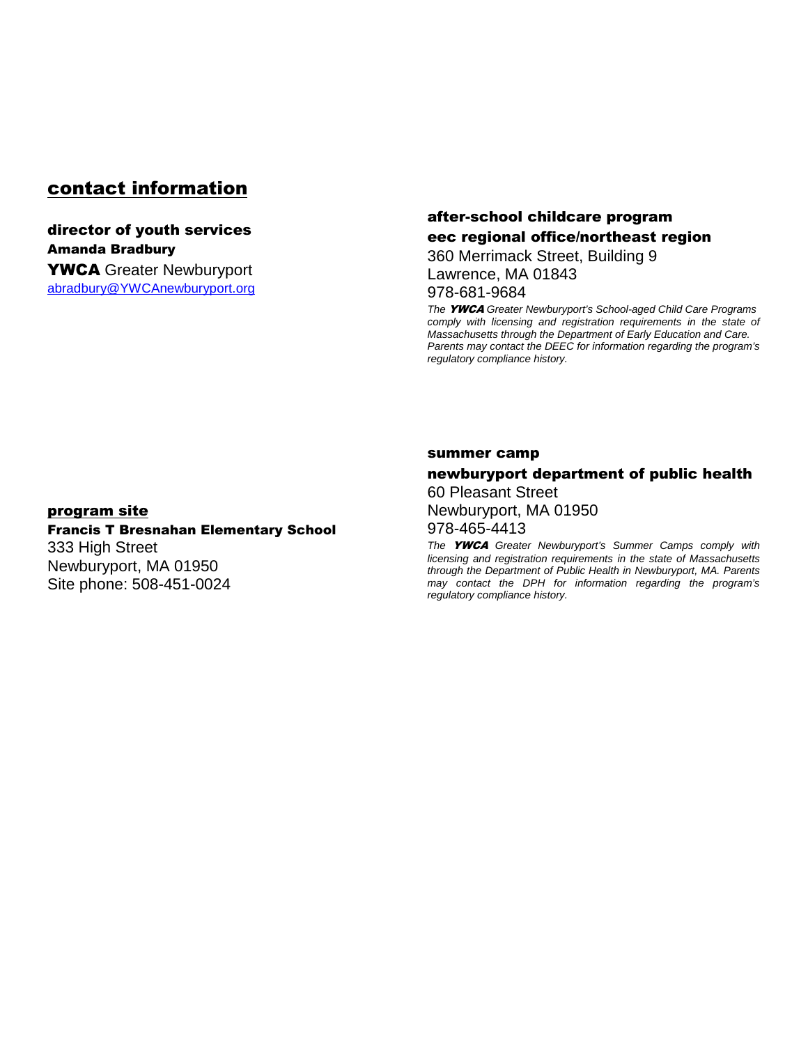## contact information

### director of youth services

**Amanda Bradbury**

**YWCA** Greater Newburyport

abradbury@YWCAnewburyport.org

### program site

**Francis T Bresnahan Elementary School**

333 High Street

Newburyport, MA 01950

Site phone: 508-451-0024

### after-school childcare program

### eec regional office/northeast region

360 Merrimack Street, Building 9

Lawrence, MA 01843

978-681-9684

*The **YWCA** Greater Newburyport's School-aged Child Care Programs comply with licensing and registration requirements in the state of Massachusetts through the Department of Early Education and Care. Parents may contact the DEEC for information regarding the program's regulatory compliance history.*

### summer camp

### newburyport department of public health

60 Pleasant Street

Newburyport, MA 01950

978-465-4413

*The **YWCA** Greater Newburyport's Summer Camps comply with licensing and registration requirements in the state of Massachusetts through the Department of Public Health in Newburyport, MA. Parents may contact the DPH for information regarding the program's regulatory compliance history.*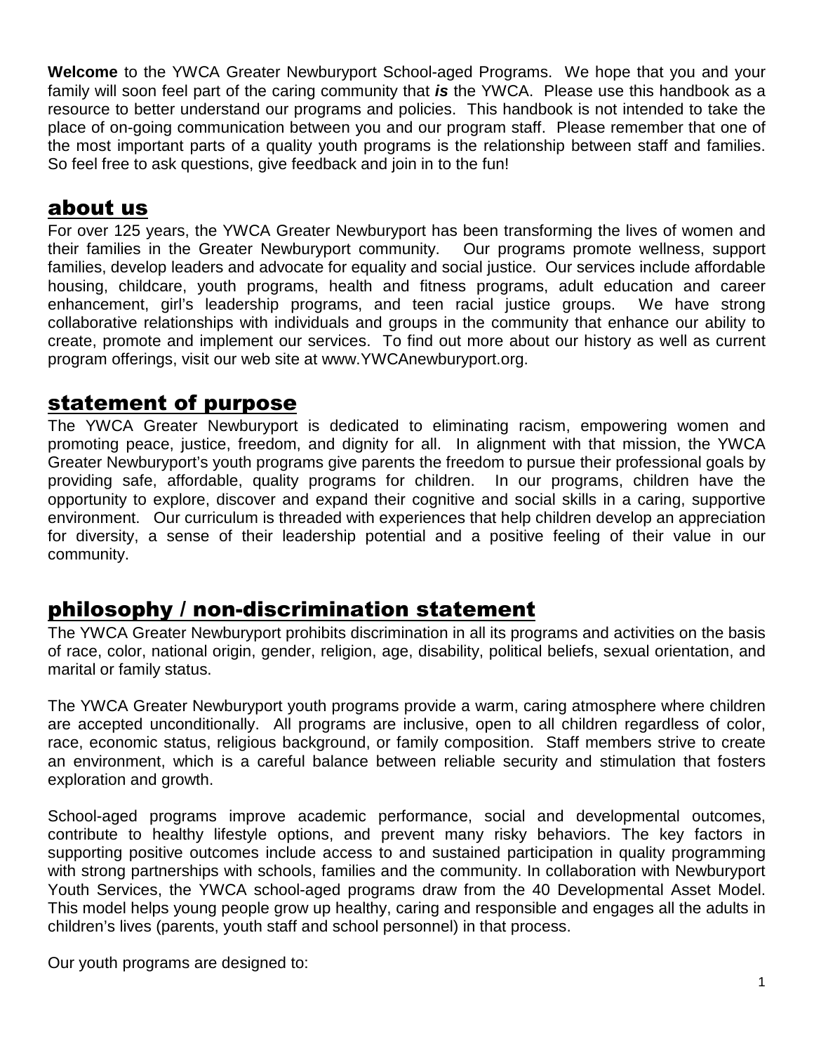**Welcome** to the YWCA Greater Newburyport School-aged Programs. We hope that you and your family will soon feel part of the caring community that ***is*** the YWCA. Please use this handbook as a resource to better understand our programs and policies. This handbook is not intended to take the place of on-going communication between you and our program staff. Please remember that one of the most important parts of a quality youth programs is the relationship between staff and families. So feel free to ask questions, give feedback and join in to the fun!

## about us

For over 125 years, the YWCA Greater Newburyport has been transforming the lives of women and their families in the Greater Newburyport community. Our programs promote wellness, support families, develop leaders and advocate for equality and social justice. Our services include affordable housing, childcare, youth programs, health and fitness programs, adult education and career enhancement, girl's leadership programs, and teen racial justice groups. We have strong collaborative relationships with individuals and groups in the community that enhance our ability to create, promote and implement our services. To find out more about our history as well as current program offerings, visit our web site at www.YWCAnewburyport.org.

## statement of purpose

The YWCA Greater Newburyport is dedicated to eliminating racism, empowering women and promoting peace, justice, freedom, and dignity for all. In alignment with that mission, the YWCA Greater Newburyport's youth programs give parents the freedom to pursue their professional goals by providing safe, affordable, quality programs for children. In our programs, children have the opportunity to explore, discover and expand their cognitive and social skills in a caring, supportive environment. Our curriculum is threaded with experiences that help children develop an appreciation for diversity, a sense of their leadership potential and a positive feeling of their value in our community.

## philosophy / non-discrimination statement

The YWCA Greater Newburyport prohibits discrimination in all its programs and activities on the basis of race, color, national origin, gender, religion, age, disability, political beliefs, sexual orientation, and marital or family status.

The YWCA Greater Newburyport youth programs provide a warm, caring atmosphere where children are accepted unconditionally. All programs are inclusive, open to all children regardless of color, race, economic status, religious background, or family composition. Staff members strive to create an environment, which is a careful balance between reliable security and stimulation that fosters exploration and growth.

School-aged programs improve academic performance, social and developmental outcomes, contribute to healthy lifestyle options, and prevent many risky behaviors. The key factors in supporting positive outcomes include access to and sustained participation in quality programming with strong partnerships with schools, families and the community. In collaboration with Newburyport Youth Services, the YWCA school-aged programs draw from the 40 Developmental Asset Model. This model helps young people grow up healthy, caring and responsible and engages all the adults in children's lives (parents, youth staff and school personnel) in that process.

Our youth programs are designed to: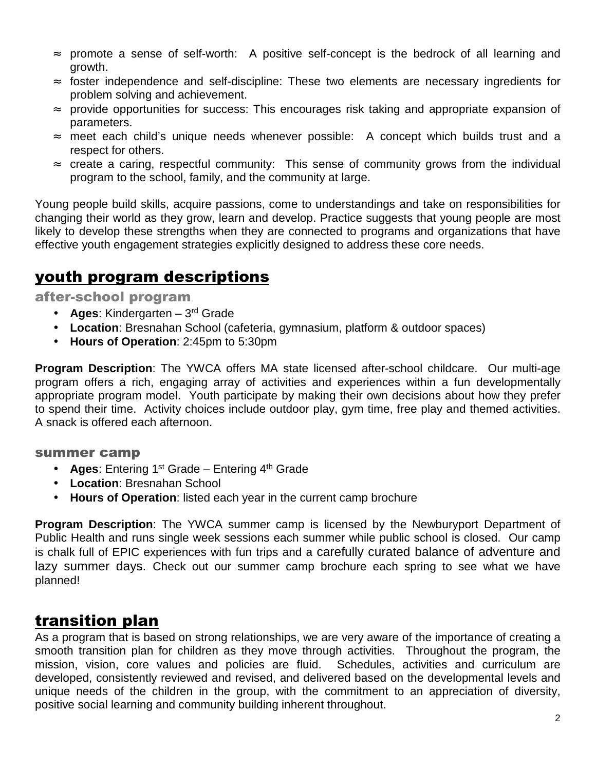- ≈ promote a sense of self-worth: A positive self-concept is the bedrock of all learning and growth.
- ≈ foster independence and self-discipline: These two elements are necessary ingredients for problem solving and achievement.
- ≈ provide opportunities for success: This encourages risk taking and appropriate expansion of parameters.
- ≈ meet each child's unique needs whenever possible: A concept which builds trust and a respect for others.
- ≈ create a caring, respectful community: This sense of community grows from the individual program to the school, family, and the community at large.

Young people build skills, acquire passions, come to understandings and take on responsibilities for changing their world as they grow, learn and develop. Practice suggests that young people are most likely to develop these strengths when they are connected to programs and organizations that have effective youth engagement strategies explicitly designed to address these core needs.

## youth program descriptions

### after-school program

- **Ages**: Kindergarten – 3rd Grade
- **Location**: Bresnahan School (cafeteria, gymnasium, platform & outdoor spaces)
- **Hours of Operation**: 2:45pm to 5:30pm

**Program Description**: The YWCA offers MA state licensed after-school childcare. Our multi-age program offers a rich, engaging array of activities and experiences within a fun developmentally appropriate program model. Youth participate by making their own decisions about how they prefer to spend their time. Activity choices include outdoor play, gym time, free play and themed activities. A snack is offered each afternoon.

### summer camp

- **Ages**: Entering 1st Grade – Entering 4th Grade
- **Location**: Bresnahan School
- **Hours of Operation**: listed each year in the current camp brochure

**Program Description**: The YWCA summer camp is licensed by the Newburyport Department of Public Health and runs single week sessions each summer while public school is closed. Our camp is chalk full of EPIC experiences with fun trips and a carefully curated balance of adventure and lazy summer days. Check out our summer camp brochure each spring to see what we have planned!

## transition plan

As a program that is based on strong relationships, we are very aware of the importance of creating a smooth transition plan for children as they move through activities. Throughout the program, the mission, vision, core values and policies are fluid. Schedules, activities and curriculum are developed, consistently reviewed and revised, and delivered based on the developmental levels and unique needs of the children in the group, with the commitment to an appreciation of diversity, positive social learning and community building inherent throughout.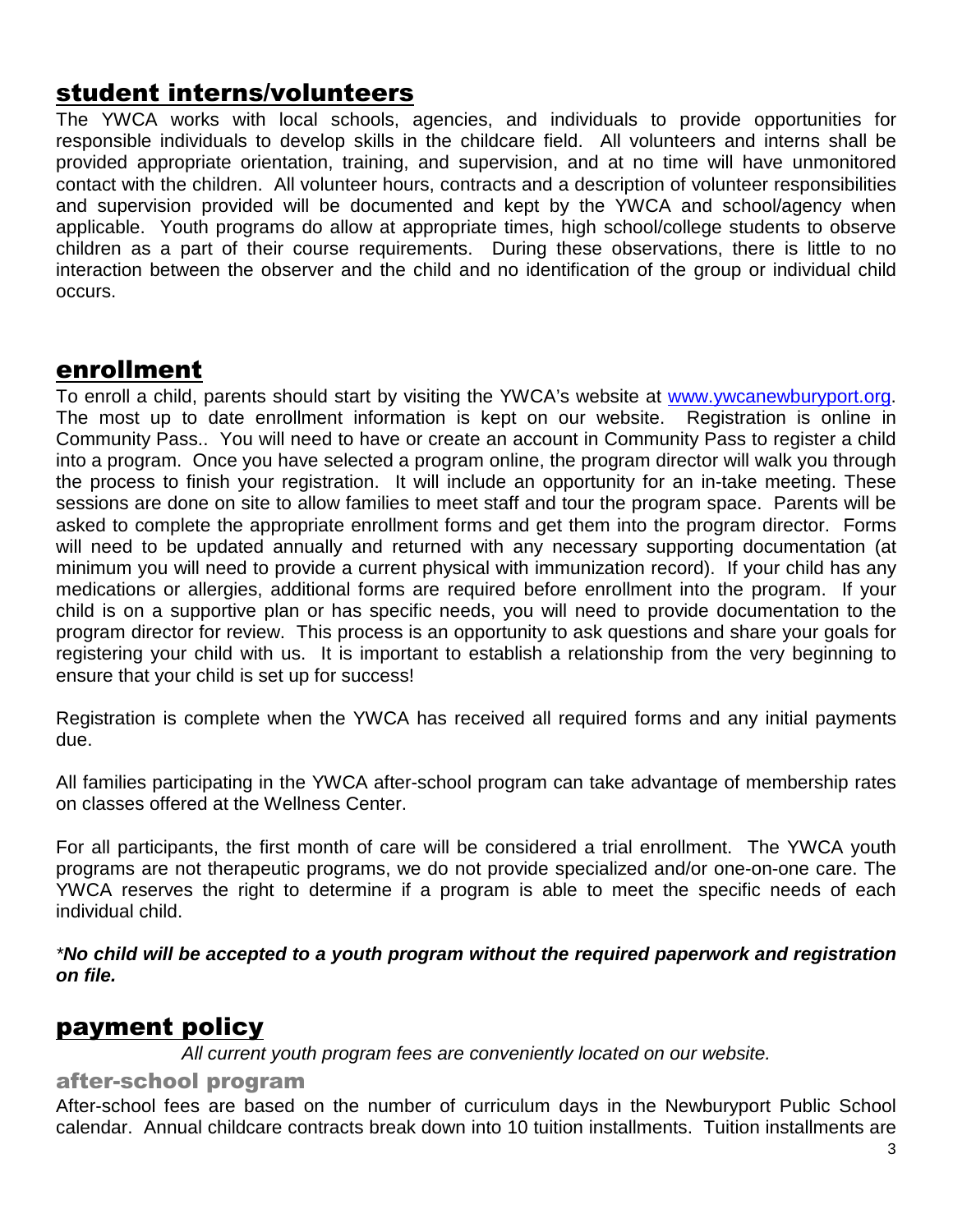## student interns/volunteers

The YWCA works with local schools, agencies, and individuals to provide opportunities for responsible individuals to develop skills in the childcare field. All volunteers and interns shall be provided appropriate orientation, training, and supervision, and at no time will have unmonitored contact with the children. All volunteer hours, contracts and a description of volunteer responsibilities and supervision provided will be documented and kept by the YWCA and school/agency when applicable. Youth programs do allow at appropriate times, high school/college students to observe children as a part of their course requirements. During these observations, there is little to no interaction between the observer and the child and no identification of the group or individual child occurs.

## enrollment

To enroll a child, parents should start by visiting the YWCA's website at [www.ywcanewburyport.org](http://www.ywcanewburyport.org). The most up to date enrollment information is kept on our website. Registration is online in Community Pass.. You will need to have or create an account in Community Pass to register a child into a program. Once you have selected a program online, the program director will walk you through the process to finish your registration. It will include an opportunity for an in-take meeting. These sessions are done on site to allow families to meet staff and tour the program space. Parents will be asked to complete the appropriate enrollment forms and get them into the program director. Forms will need to be updated annually and returned with any necessary supporting documentation (at minimum you will need to provide a current physical with immunization record). If your child has any medications or allergies, additional forms are required before enrollment into the program. If your child is on a supportive plan or has specific needs, you will need to provide documentation to the program director for review. This process is an opportunity to ask questions and share your goals for registering your child with us. It is important to establish a relationship from the very beginning to ensure that your child is set up for success!

Registration is complete when the YWCA has received all required forms and any initial payments due.

All families participating in the YWCA after-school program can take advantage of membership rates on classes offered at the Wellness Center.

For all participants, the first month of care will be considered a trial enrollment. The YWCA youth programs are not therapeutic programs, we do not provide specialized and/or one-on-one care. The YWCA reserves the right to determine if a program is able to meet the specific needs of each individual child.

****No child will be accepted to a youth program without the required paperwork and registration on file.***

## payment policy

*All current youth program fees are conveniently located on our website.*

### after-school program

After-school fees are based on the number of curriculum days in the Newburyport Public School calendar. Annual childcare contracts break down into 10 tuition installments. Tuition installments are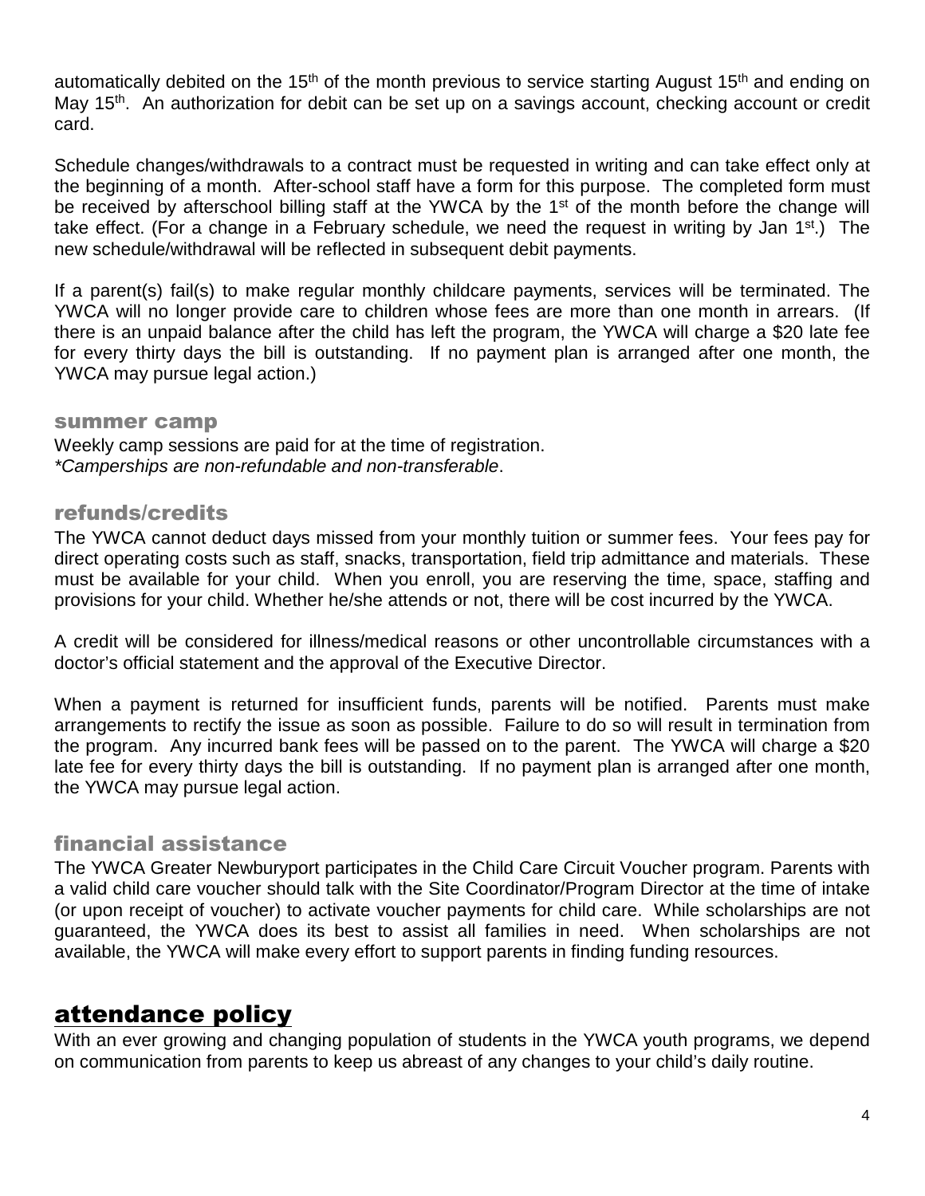automatically debited on the 15th of the month previous to service starting August 15th and ending on May 15th. An authorization for debit can be set up on a savings account, checking account or credit card.

Schedule changes/withdrawals to a contract must be requested in writing and can take effect only at the beginning of a month. After-school staff have a form for this purpose. The completed form must be received by afterschool billing staff at the YWCA by the 1st of the month before the change will take effect. (For a change in a February schedule, we need the request in writing by Jan 1st.) The new schedule/withdrawal will be reflected in subsequent debit payments.

If a parent(s) fail(s) to make regular monthly childcare payments, services will be terminated. The YWCA will no longer provide care to children whose fees are more than one month in arrears. (If there is an unpaid balance after the child has left the program, the YWCA will charge a $20 late fee for every thirty days the bill is outstanding. If no payment plan is arranged after one month, the YWCA may pursue legal action.)

### summer camp

Weekly camp sessions are paid for at the time of registration.
*\*Camperships are non-refundable and non-transferable*.

## refunds/credits

The YWCA cannot deduct days missed from your monthly tuition or summer fees. Your fees pay for direct operating costs such as staff, snacks, transportation, field trip admittance and materials. These must be available for your child. When you enroll, you are reserving the time, space, staffing and provisions for your child. Whether he/she attends or not, there will be cost incurred by the YWCA.

A credit will be considered for illness/medical reasons or other uncontrollable circumstances with a doctor's official statement and the approval of the Executive Director.

When a payment is returned for insufficient funds, parents will be notified. Parents must make arrangements to rectify the issue as soon as possible. Failure to do so will result in termination from the program. Any incurred bank fees will be passed on to the parent. The YWCA will charge a $20 late fee for every thirty days the bill is outstanding. If no payment plan is arranged after one month, the YWCA may pursue legal action.

## financial assistance

The YWCA Greater Newburyport participates in the Child Care Circuit Voucher program. Parents with a valid child care voucher should talk with the Site Coordinator/Program Director at the time of intake (or upon receipt of voucher) to activate voucher payments for child care. While scholarships are not guaranteed, the YWCA does its best to assist all families in need. When scholarships are not available, the YWCA will make every effort to support parents in finding funding resources.

# attendance policy

With an ever growing and changing population of students in the YWCA youth programs, we depend on communication from parents to keep us abreast of any changes to your child's daily routine.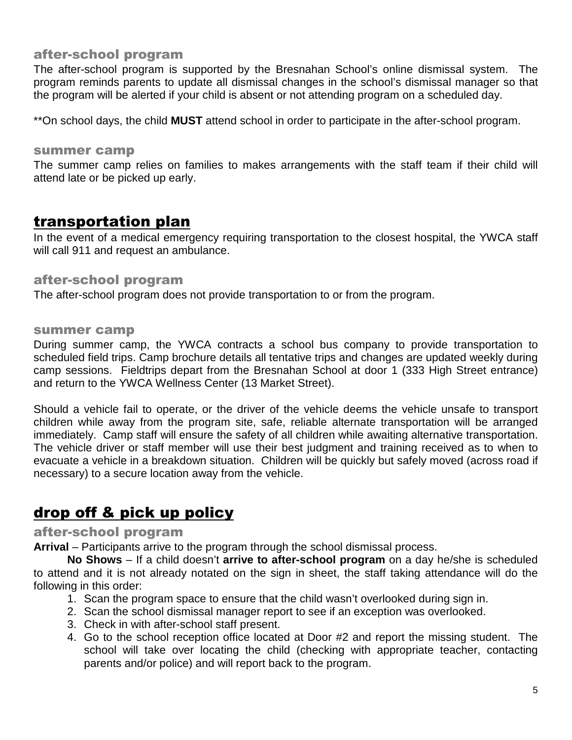### after-school program

The after-school program is supported by the Bresnahan School's online dismissal system. The program reminds parents to update all dismissal changes in the school's dismissal manager so that the program will be alerted if your child is absent or not attending program on a scheduled day.

**On school days, the child **MUST** attend school in order to participate in the after-school program.

### summer camp

The summer camp relies on families to makes arrangements with the staff team if their child will attend late or be picked up early.

## transportation plan

In the event of a medical emergency requiring transportation to the closest hospital, the YWCA staff will call 911 and request an ambulance.

### after-school program

The after-school program does not provide transportation to or from the program.

### summer camp

During summer camp, the YWCA contracts a school bus company to provide transportation to scheduled field trips. Camp brochure details all tentative trips and changes are updated weekly during camp sessions. Fieldtrips depart from the Bresnahan School at door 1 (333 High Street entrance) and return to the YWCA Wellness Center (13 Market Street).

Should a vehicle fail to operate, or the driver of the vehicle deems the vehicle unsafe to transport children while away from the program site, safe, reliable alternate transportation will be arranged immediately. Camp staff will ensure the safety of all children while awaiting alternative transportation. The vehicle driver or staff member will use their best judgment and training received as to when to evacuate a vehicle in a breakdown situation. Children will be quickly but safely moved (across road if necessary) to a secure location away from the vehicle.

## drop off & pick up policy

### after-school program

**Arrival** – Participants arrive to the program through the school dismissal process.

**No Shows** – If a child doesn't **arrive to after-school program** on a day he/she is scheduled to attend and it is not already notated on the sign in sheet, the staff taking attendance will do the following in this order:

1. Scan the program space to ensure that the child wasn't overlooked during sign in.
2. Scan the school dismissal manager report to see if an exception was overlooked.
3. Check in with after-school staff present.
4. Go to the school reception office located at Door #2 and report the missing student. The school will take over locating the child (checking with appropriate teacher, contacting parents and/or police) and will report back to the program.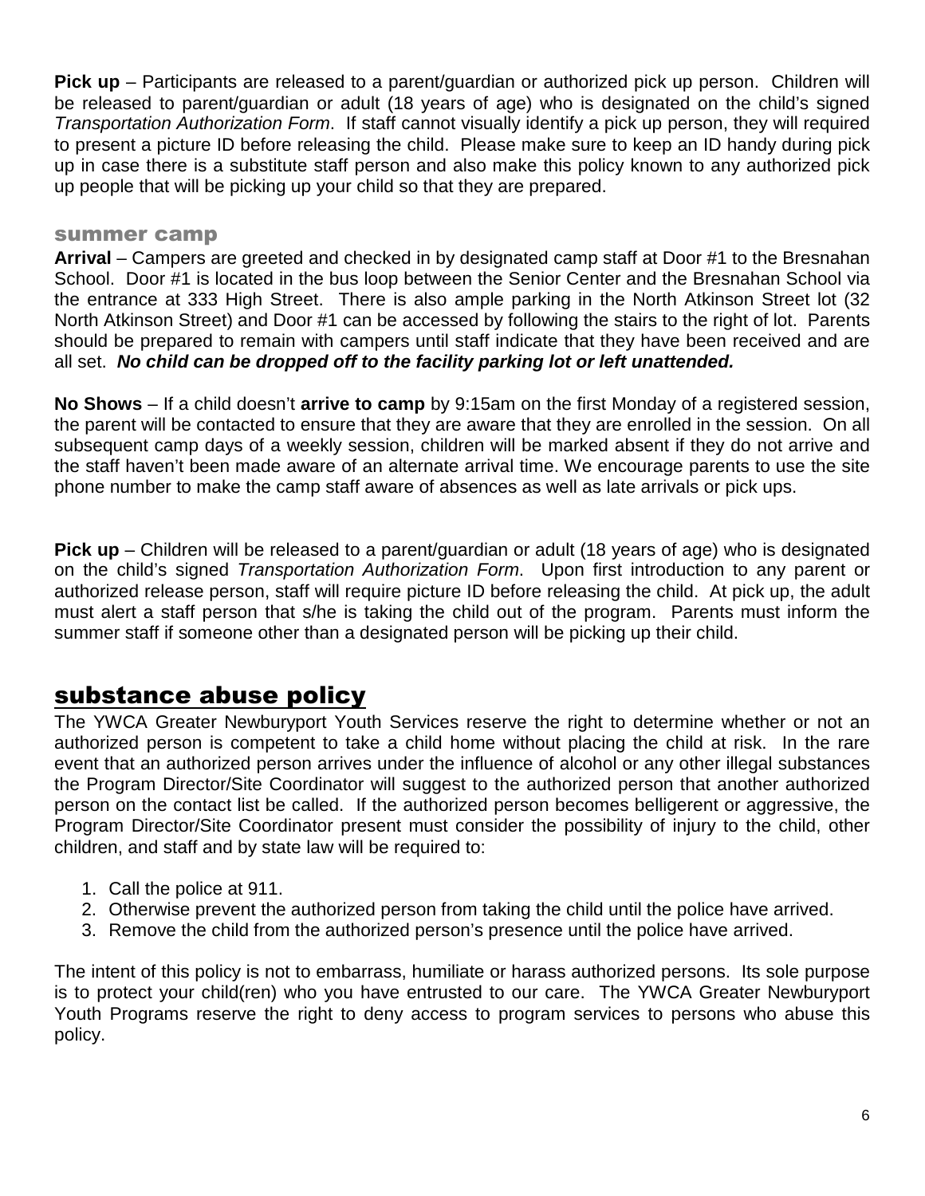**Pick up** – Participants are released to a parent/guardian or authorized pick up person. Children will be released to parent/guardian or adult (18 years of age) who is designated on the child's signed *Transportation Authorization Form*. If staff cannot visually identify a pick up person, they will required to present a picture ID before releasing the child. Please make sure to keep an ID handy during pick up in case there is a substitute staff person and also make this policy known to any authorized pick up people that will be picking up your child so that they are prepared.

### summer camp

**Arrival** – Campers are greeted and checked in by designated camp staff at Door #1 to the Bresnahan School. Door #1 is located in the bus loop between the Senior Center and the Bresnahan School via the entrance at 333 High Street. There is also ample parking in the North Atkinson Street lot (32 North Atkinson Street) and Door #1 can be accessed by following the stairs to the right of lot. Parents should be prepared to remain with campers until staff indicate that they have been received and are all set. ***No child can be dropped off to the facility parking lot or left unattended.***

**No Shows** – If a child doesn't **arrive to camp** by 9:15am on the first Monday of a registered session, the parent will be contacted to ensure that they are aware that they are enrolled in the session. On all subsequent camp days of a weekly session, children will be marked absent if they do not arrive and the staff haven't been made aware of an alternate arrival time. We encourage parents to use the site phone number to make the camp staff aware of absences as well as late arrivals or pick ups.

**Pick up** – Children will be released to a parent/guardian or adult (18 years of age) who is designated on the child's signed *Transportation Authorization Form*. Upon first introduction to any parent or authorized release person, staff will require picture ID before releasing the child. At pick up, the adult must alert a staff person that s/he is taking the child out of the program. Parents must inform the summer staff if someone other than a designated person will be picking up their child.

## substance abuse policy

The YWCA Greater Newburyport Youth Services reserve the right to determine whether or not an authorized person is competent to take a child home without placing the child at risk. In the rare event that an authorized person arrives under the influence of alcohol or any other illegal substances the Program Director/Site Coordinator will suggest to the authorized person that another authorized person on the contact list be called. If the authorized person becomes belligerent or aggressive, the Program Director/Site Coordinator present must consider the possibility of injury to the child, other children, and staff and by state law will be required to:

1. Call the police at 911.
2. Otherwise prevent the authorized person from taking the child until the police have arrived.
3. Remove the child from the authorized person's presence until the police have arrived.

The intent of this policy is not to embarrass, humiliate or harass authorized persons. Its sole purpose is to protect your child(ren) who you have entrusted to our care. The YWCA Greater Newburyport Youth Programs reserve the right to deny access to program services to persons who abuse this policy.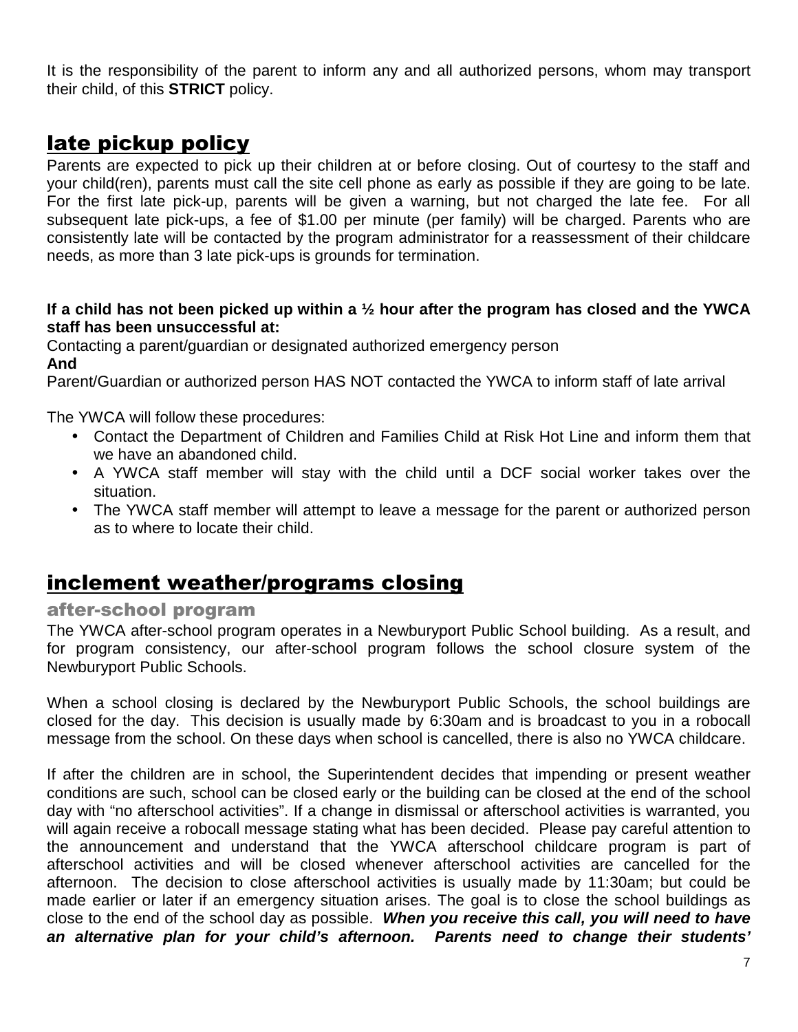It is the responsibility of the parent to inform any and all authorized persons, whom may transport their child, of this **STRICT** policy.

## late pickup policy

Parents are expected to pick up their children at or before closing. Out of courtesy to the staff and your child(ren), parents must call the site cell phone as early as possible if they are going to be late. For the first late pick-up, parents will be given a warning, but not charged the late fee. For all subsequent late pick-ups, a fee of $1.00 per minute (per family) will be charged. Parents who are consistently late will be contacted by the program administrator for a reassessment of their childcare needs, as more than 3 late pick-ups is grounds for termination.

**If a child has not been picked up within a ½ hour after the program has closed and the YWCA staff has been unsuccessful at:**

Contacting a parent/guardian or designated authorized emergency person

**And**

Parent/Guardian or authorized person HAS NOT contacted the YWCA to inform staff of late arrival

The YWCA will follow these procedures:

- Contact the Department of Children and Families Child at Risk Hot Line and inform them that we have an abandoned child.
- A YWCA staff member will stay with the child until a DCF social worker takes over the situation.
- The YWCA staff member will attempt to leave a message for the parent or authorized person as to where to locate their child.

## inclement weather/programs closing

### after-school program

The YWCA after-school program operates in a Newburyport Public School building. As a result, and for program consistency, our after-school program follows the school closure system of the Newburyport Public Schools.

When a school closing is declared by the Newburyport Public Schools, the school buildings are closed for the day. This decision is usually made by 6:30am and is broadcast to you in a robocall message from the school. On these days when school is cancelled, there is also no YWCA childcare.

If after the children are in school, the Superintendent decides that impending or present weather conditions are such, school can be closed early or the building can be closed at the end of the school day with "no afterschool activities". If a change in dismissal or afterschool activities is warranted, you will again receive a robocall message stating what has been decided. Please pay careful attention to the announcement and understand that the YWCA afterschool childcare program is part of afterschool activities and will be closed whenever afterschool activities are cancelled for the afternoon. The decision to close afterschool activities is usually made by 11:30am; but could be made earlier or later if an emergency situation arises. The goal is to close the school buildings as close to the end of the school day as possible. ***When you receive this call, you will need to have an alternative plan for your child's afternoon. Parents need to change their students'***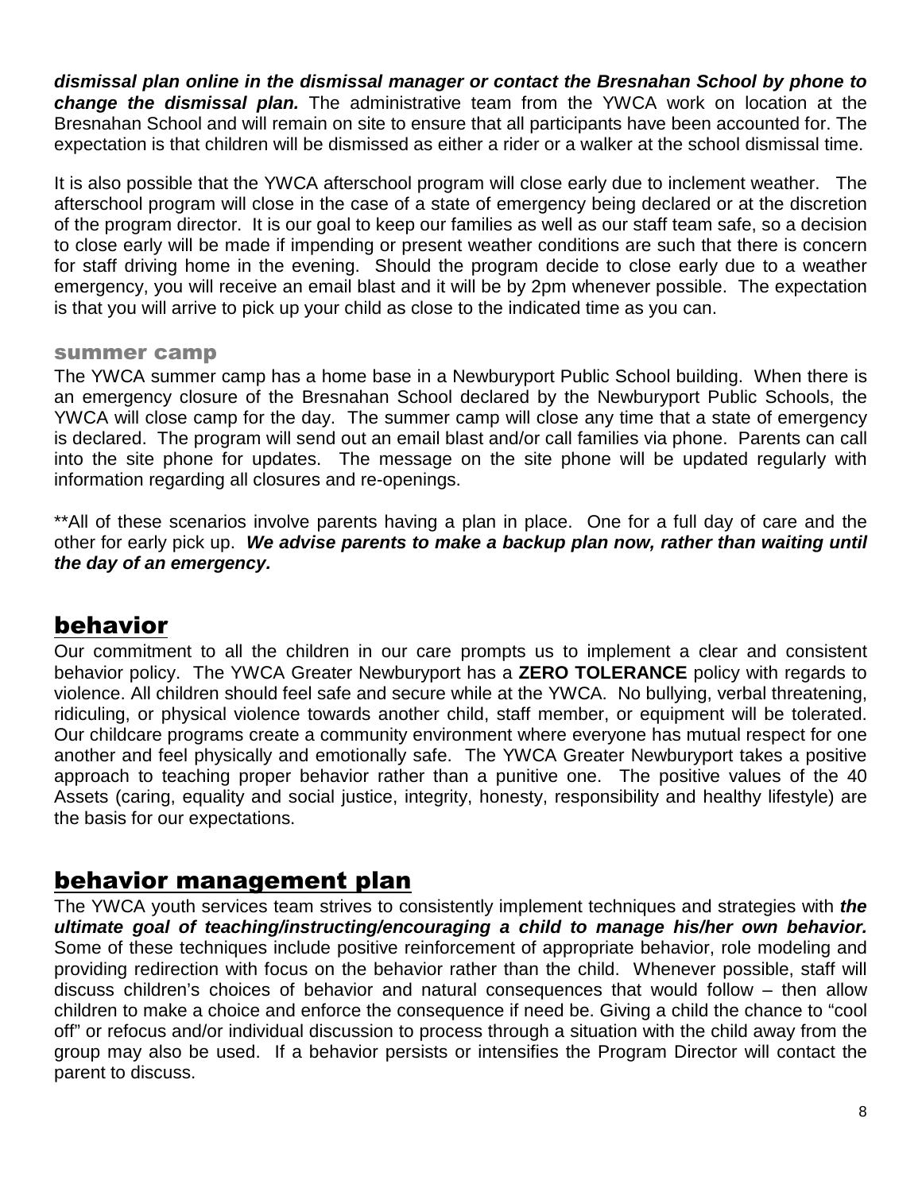***dismissal plan online in the dismissal manager or contact the Bresnahan School by phone to change the dismissal plan.*** The administrative team from the YWCA work on location at the Bresnahan School and will remain on site to ensure that all participants have been accounted for. The expectation is that children will be dismissed as either a rider or a walker at the school dismissal time.

It is also possible that the YWCA afterschool program will close early due to inclement weather. The afterschool program will close in the case of a state of emergency being declared or at the discretion of the program director. It is our goal to keep our families as well as our staff team safe, so a decision to close early will be made if impending or present weather conditions are such that there is concern for staff driving home in the evening. Should the program decide to close early due to a weather emergency, you will receive an email blast and it will be by 2pm whenever possible. The expectation is that you will arrive to pick up your child as close to the indicated time as you can.

### summer camp

The YWCA summer camp has a home base in a Newburyport Public School building. When there is an emergency closure of the Bresnahan School declared by the Newburyport Public Schools, the YWCA will close camp for the day. The summer camp will close any time that a state of emergency is declared. The program will send out an email blast and/or call families via phone. Parents can call into the site phone for updates. The message on the site phone will be updated regularly with information regarding all closures and re-openings.

**All of these scenarios involve parents having a plan in place. One for a full day of care and the other for early pick up. ***We advise parents to make a backup plan now, rather than waiting until the day of an emergency.***

## behavior

Our commitment to all the children in our care prompts us to implement a clear and consistent behavior policy. The YWCA Greater Newburyport has a **ZERO TOLERANCE** policy with regards to violence. All children should feel safe and secure while at the YWCA. No bullying, verbal threatening, ridiculing, or physical violence towards another child, staff member, or equipment will be tolerated. Our childcare programs create a community environment where everyone has mutual respect for one another and feel physically and emotionally safe. The YWCA Greater Newburyport takes a positive approach to teaching proper behavior rather than a punitive one. The positive values of the 40 Assets (caring, equality and social justice, integrity, honesty, responsibility and healthy lifestyle) are the basis for our expectations.

## behavior management plan

The YWCA youth services team strives to consistently implement techniques and strategies with ***the ultimate goal of teaching/instructing/encouraging a child to manage his/her own behavior.*** Some of these techniques include positive reinforcement of appropriate behavior, role modeling and providing redirection with focus on the behavior rather than the child. Whenever possible, staff will discuss children's choices of behavior and natural consequences that would follow – then allow children to make a choice and enforce the consequence if need be. Giving a child the chance to "cool off" or refocus and/or individual discussion to process through a situation with the child away from the group may also be used. If a behavior persists or intensifies the Program Director will contact the parent to discuss.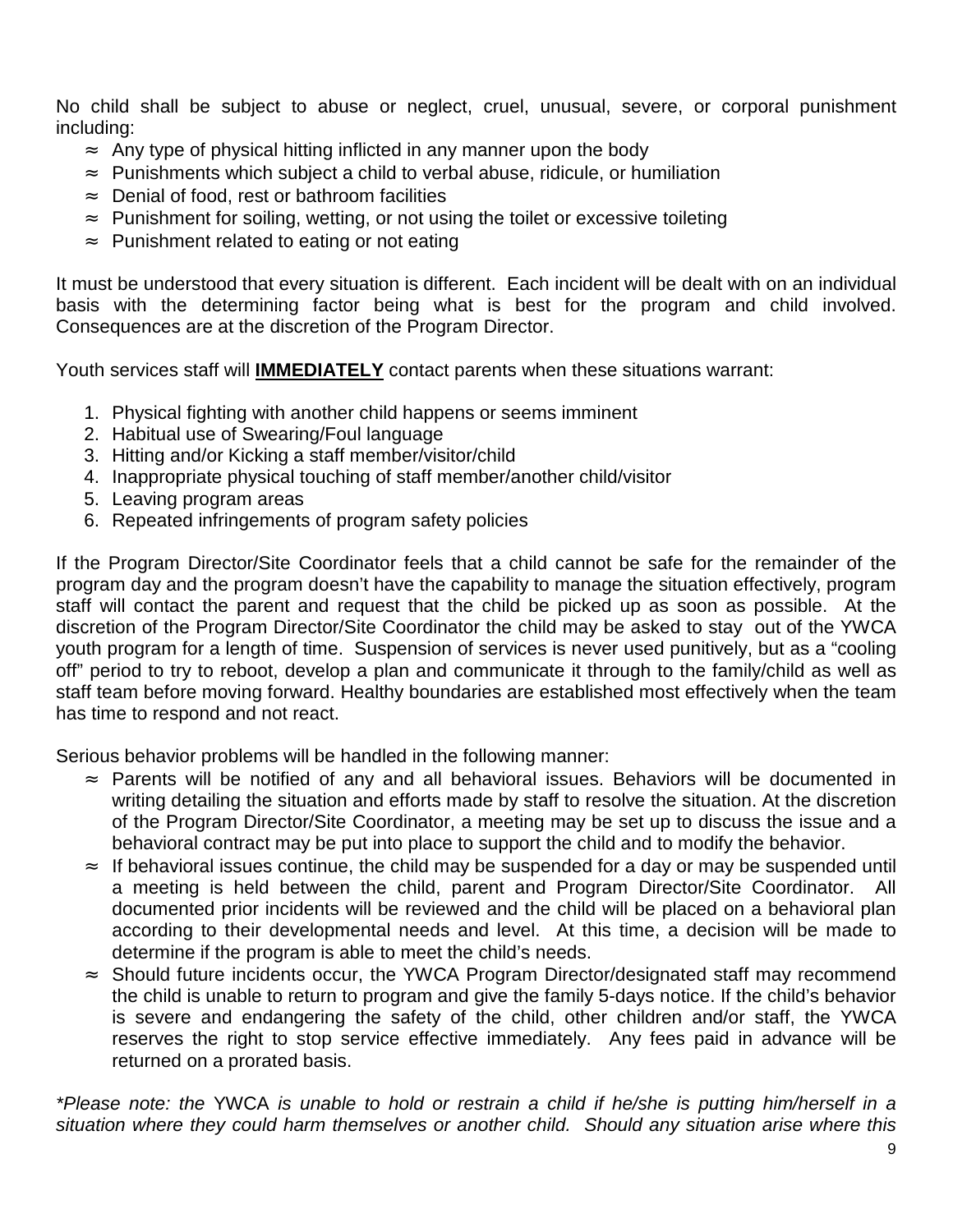No child shall be subject to abuse or neglect, cruel, unusual, severe, or corporal punishment including:

- Any type of physical hitting inflicted in any manner upon the body
- Punishments which subject a child to verbal abuse, ridicule, or humiliation
- Denial of food, rest or bathroom facilities
- Punishment for soiling, wetting, or not using the toilet or excessive toileting
- Punishment related to eating or not eating

It must be understood that every situation is different. Each incident will be dealt with on an individual basis with the determining factor being what is best for the program and child involved. Consequences are at the discretion of the Program Director.

Youth services staff will **IMMEDIATELY** contact parents when these situations warrant:

1. Physical fighting with another child happens or seems imminent
2. Habitual use of Swearing/Foul language
3. Hitting and/or Kicking a staff member/visitor/child
4. Inappropriate physical touching of staff member/another child/visitor
5. Leaving program areas
6. Repeated infringements of program safety policies

If the Program Director/Site Coordinator feels that a child cannot be safe for the remainder of the program day and the program doesn't have the capability to manage the situation effectively, program staff will contact the parent and request that the child be picked up as soon as possible. At the discretion of the Program Director/Site Coordinator the child may be asked to stay out of the YWCA youth program for a length of time. Suspension of services is never used punitively, but as a "cooling off" period to try to reboot, develop a plan and communicate it through to the family/child as well as staff team before moving forward. Healthy boundaries are established most effectively when the team has time to respond and not react.

Serious behavior problems will be handled in the following manner:

- Parents will be notified of any and all behavioral issues. Behaviors will be documented in writing detailing the situation and efforts made by staff to resolve the situation. At the discretion of the Program Director/Site Coordinator, a meeting may be set up to discuss the issue and a behavioral contract may be put into place to support the child and to modify the behavior.
- If behavioral issues continue, the child may be suspended for a day or may be suspended until a meeting is held between the child, parent and Program Director/Site Coordinator. All documented prior incidents will be reviewed and the child will be placed on a behavioral plan according to their developmental needs and level. At this time, a decision will be made to determine if the program is able to meet the child's needs.
- Should future incidents occur, the YWCA Program Director/designated staff may recommend the child is unable to return to program and give the family 5-days notice. If the child's behavior is severe and endangering the safety of the child, other children and/or staff, the YWCA reserves the right to stop service effective immediately. Any fees paid in advance will be returned on a prorated basis.

*\*Please note: the* YWCA *is unable to hold or restrain a child if he/she is putting him/herself in a situation where they could harm themselves or another child. Should any situation arise where this*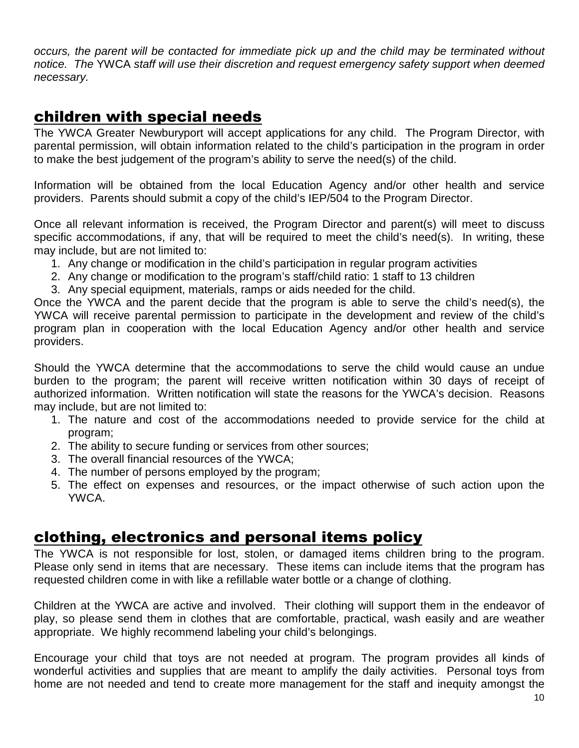*occurs, the parent will be contacted for immediate pick up and the child may be terminated without notice. The* YWCA *staff will use their discretion and request emergency safety support when deemed necessary.*

## children with special needs

The YWCA Greater Newburyport will accept applications for any child. The Program Director, with parental permission, will obtain information related to the child's participation in the program in order to make the best judgement of the program's ability to serve the need(s) of the child.

Information will be obtained from the local Education Agency and/or other health and service providers. Parents should submit a copy of the child's IEP/504 to the Program Director.

Once all relevant information is received, the Program Director and parent(s) will meet to discuss specific accommodations, if any, that will be required to meet the child's need(s). In writing, these may include, but are not limited to:

1. Any change or modification in the child's participation in regular program activities
2. Any change or modification to the program's staff/child ratio: 1 staff to 13 children
3. Any special equipment, materials, ramps or aids needed for the child.

Once the YWCA and the parent decide that the program is able to serve the child's need(s), the YWCA will receive parental permission to participate in the development and review of the child's program plan in cooperation with the local Education Agency and/or other health and service providers.

Should the YWCA determine that the accommodations to serve the child would cause an undue burden to the program; the parent will receive written notification within 30 days of receipt of authorized information. Written notification will state the reasons for the YWCA's decision. Reasons may include, but are not limited to:

1. The nature and cost of the accommodations needed to provide service for the child at program;
2. The ability to secure funding or services from other sources;
3. The overall financial resources of the YWCA;
4. The number of persons employed by the program;
5. The effect on expenses and resources, or the impact otherwise of such action upon the YWCA.

## clothing, electronics and personal items policy

The YWCA is not responsible for lost, stolen, or damaged items children bring to the program. Please only send in items that are necessary. These items can include items that the program has requested children come in with like a refillable water bottle or a change of clothing.

Children at the YWCA are active and involved. Their clothing will support them in the endeavor of play, so please send them in clothes that are comfortable, practical, wash easily and are weather appropriate. We highly recommend labeling your child's belongings.

Encourage your child that toys are not needed at program. The program provides all kinds of wonderful activities and supplies that are meant to amplify the daily activities. Personal toys from home are not needed and tend to create more management for the staff and inequity amongst the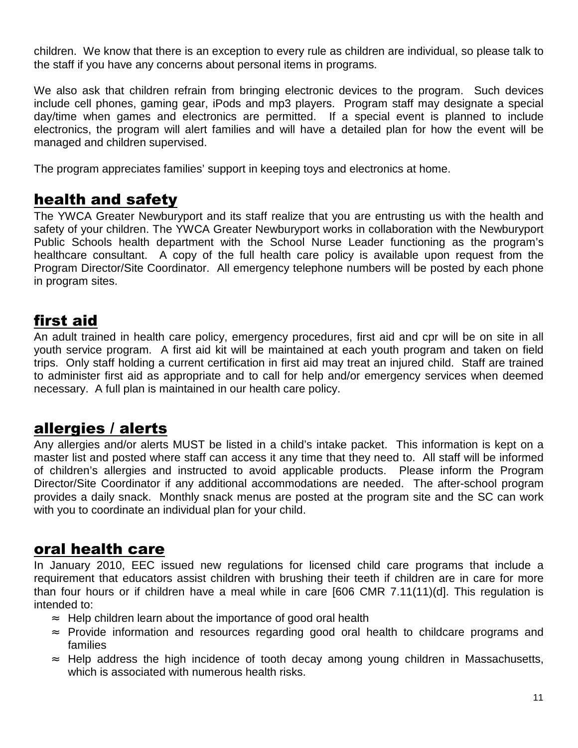children. We know that there is an exception to every rule as children are individual, so please talk to the staff if you have any concerns about personal items in programs.

We also ask that children refrain from bringing electronic devices to the program. Such devices include cell phones, gaming gear, iPods and mp3 players. Program staff may designate a special day/time when games and electronics are permitted. If a special event is planned to include electronics, the program will alert families and will have a detailed plan for how the event will be managed and children supervised.

The program appreciates families' support in keeping toys and electronics at home.

## health and safety

The YWCA Greater Newburyport and its staff realize that you are entrusting us with the health and safety of your children. The YWCA Greater Newburyport works in collaboration with the Newburyport Public Schools health department with the School Nurse Leader functioning as the program's healthcare consultant. A copy of the full health care policy is available upon request from the Program Director/Site Coordinator. All emergency telephone numbers will be posted by each phone in program sites.

## first aid

An adult trained in health care policy, emergency procedures, first aid and cpr will be on site in all youth service program. A first aid kit will be maintained at each youth program and taken on field trips. Only staff holding a current certification in first aid may treat an injured child. Staff are trained to administer first aid as appropriate and to call for help and/or emergency services when deemed necessary. A full plan is maintained in our health care policy.

## allergies / alerts

Any allergies and/or alerts MUST be listed in a child's intake packet. This information is kept on a master list and posted where staff can access it any time that they need to. All staff will be informed of children's allergies and instructed to avoid applicable products. Please inform the Program Director/Site Coordinator if any additional accommodations are needed. The after-school program provides a daily snack. Monthly snack menus are posted at the program site and the SC can work with you to coordinate an individual plan for your child.

## oral health care

In January 2010, EEC issued new regulations for licensed child care programs that include a requirement that educators assist children with brushing their teeth if children are in care for more than four hours or if children have a meal while in care [606 CMR 7.11(11)(d]. This regulation is intended to:

- Help children learn about the importance of good oral health
- Provide information and resources regarding good oral health to childcare programs and families
- Help address the high incidence of tooth decay among young children in Massachusetts, which is associated with numerous health risks.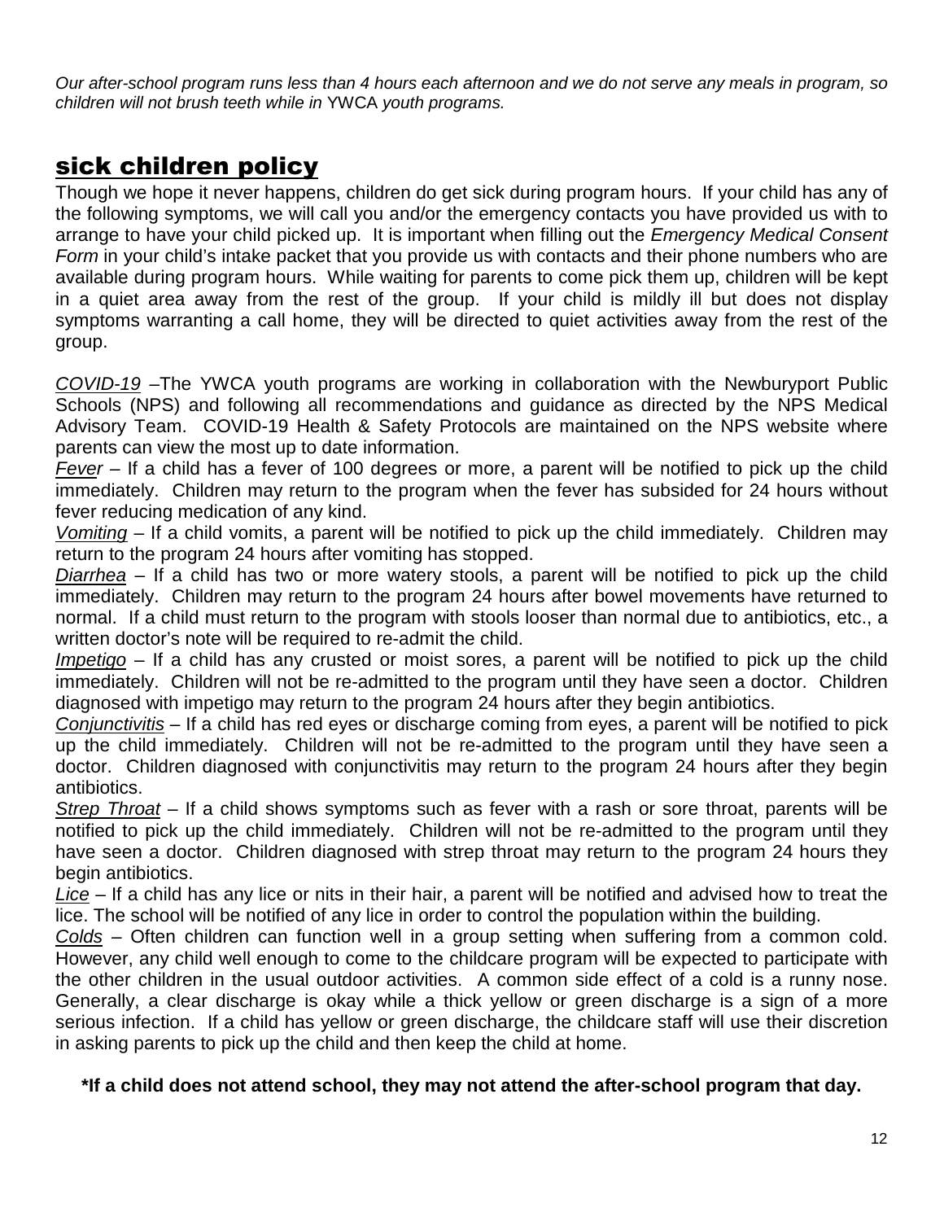*Our after-school program runs less than 4 hours each afternoon and we do not serve any meals in program, so children will not brush teeth while in* YWCA *youth programs.*

## sick children policy

Though we hope it never happens, children do get sick during program hours. If your child has any of the following symptoms, we will call you and/or the emergency contacts you have provided us with to arrange to have your child picked up. It is important when filling out the *Emergency Medical Consent Form* in your child's intake packet that you provide us with contacts and their phone numbers who are available during program hours. While waiting for parents to come pick them up, children will be kept in a quiet area away from the rest of the group. If your child is mildly ill but does not display symptoms warranting a call home, they will be directed to quiet activities away from the rest of the group.

*COVID-19* –The YWCA youth programs are working in collaboration with the Newburyport Public Schools (NPS) and following all recommendations and guidance as directed by the NPS Medical Advisory Team. COVID-19 Health & Safety Protocols are maintained on the NPS website where parents can view the most up to date information.

*Fever* – If a child has a fever of 100 degrees or more, a parent will be notified to pick up the child immediately. Children may return to the program when the fever has subsided for 24 hours without fever reducing medication of any kind.

*Vomiting* – If a child vomits, a parent will be notified to pick up the child immediately. Children may return to the program 24 hours after vomiting has stopped.

*Diarrhea* – If a child has two or more watery stools, a parent will be notified to pick up the child immediately. Children may return to the program 24 hours after bowel movements have returned to normal. If a child must return to the program with stools looser than normal due to antibiotics, etc., a written doctor's note will be required to re-admit the child.

*Impetigo* – If a child has any crusted or moist sores, a parent will be notified to pick up the child immediately. Children will not be re-admitted to the program until they have seen a doctor. Children diagnosed with impetigo may return to the program 24 hours after they begin antibiotics.

*Conjunctivitis* – If a child has red eyes or discharge coming from eyes, a parent will be notified to pick up the child immediately. Children will not be re-admitted to the program until they have seen a doctor. Children diagnosed with conjunctivitis may return to the program 24 hours after they begin antibiotics.

*Strep Throat* – If a child shows symptoms such as fever with a rash or sore throat, parents will be notified to pick up the child immediately. Children will not be re-admitted to the program until they have seen a doctor. Children diagnosed with strep throat may return to the program 24 hours they begin antibiotics.

*Lice* – If a child has any lice or nits in their hair, a parent will be notified and advised how to treat the lice. The school will be notified of any lice in order to control the population within the building.

*Colds* – Often children can function well in a group setting when suffering from a common cold. However, any child well enough to come to the childcare program will be expected to participate with the other children in the usual outdoor activities. A common side effect of a cold is a runny nose. Generally, a clear discharge is okay while a thick yellow or green discharge is a sign of a more serious infection. If a child has yellow or green discharge, the childcare staff will use their discretion in asking parents to pick up the child and then keep the child at home.

**\*If a child does not attend school, they may not attend the after-school program that day.**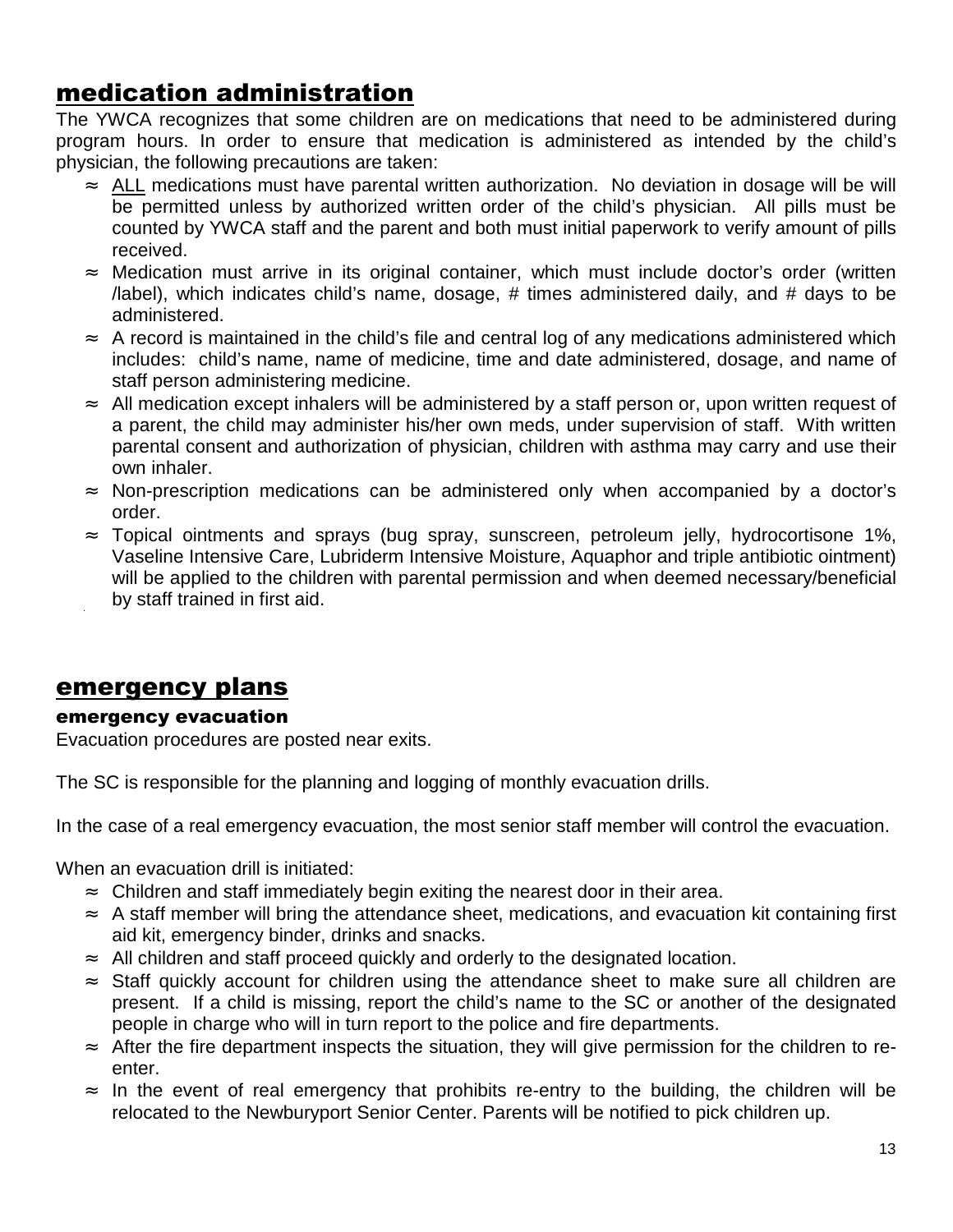## medication administration

The YWCA recognizes that some children are on medications that need to be administered during program hours. In order to ensure that medication is administered as intended by the child's physician, the following precautions are taken:

- ≈ ALL medications must have parental written authorization. No deviation in dosage will be will be permitted unless by authorized written order of the child's physician. All pills must be counted by YWCA staff and the parent and both must initial paperwork to verify amount of pills received.
- ≈ Medication must arrive in its original container, which must include doctor's order (written /label), which indicates child's name, dosage, # times administered daily, and # days to be administered.
- ≈ A record is maintained in the child's file and central log of any medications administered which includes: child's name, name of medicine, time and date administered, dosage, and name of staff person administering medicine.
- ≈ All medication except inhalers will be administered by a staff person or, upon written request of a parent, the child may administer his/her own meds, under supervision of staff. With written parental consent and authorization of physician, children with asthma may carry and use their own inhaler.
- ≈ Non-prescription medications can be administered only when accompanied by a doctor's order.
- ≈ Topical ointments and sprays (bug spray, sunscreen, petroleum jelly, hydrocortisone 1%, Vaseline Intensive Care, Lubriderm Intensive Moisture, Aquaphor and triple antibiotic ointment) will be applied to the children with parental permission and when deemed necessary/beneficial by staff trained in first aid.

## emergency plans

### emergency evacuation

Evacuation procedures are posted near exits.

The SC is responsible for the planning and logging of monthly evacuation drills.

In the case of a real emergency evacuation, the most senior staff member will control the evacuation.

When an evacuation drill is initiated:

- ≈ Children and staff immediately begin exiting the nearest door in their area.
- ≈ A staff member will bring the attendance sheet, medications, and evacuation kit containing first aid kit, emergency binder, drinks and snacks.
- ≈ All children and staff proceed quickly and orderly to the designated location.
- ≈ Staff quickly account for children using the attendance sheet to make sure all children are present. If a child is missing, report the child's name to the SC or another of the designated people in charge who will in turn report to the police and fire departments.
- ≈ After the fire department inspects the situation, they will give permission for the children to re-enter.
- ≈ In the event of real emergency that prohibits re-entry to the building, the children will be relocated to the Newburyport Senior Center. Parents will be notified to pick children up.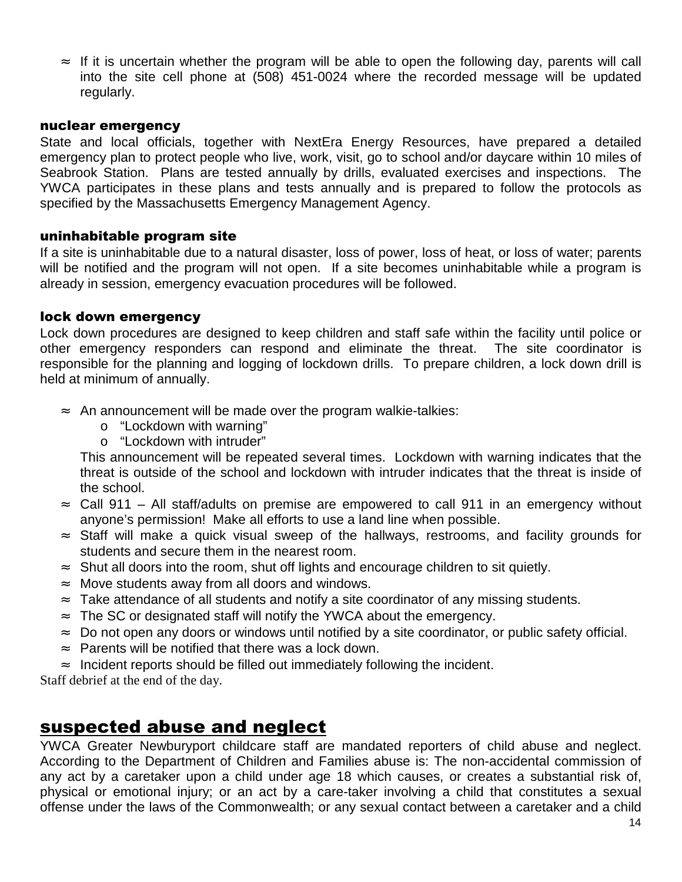- If it is uncertain whether the program will be able to open the following day, parents will call into the site cell phone at (508) 451-0024 where the recorded message will be updated regularly.

### nuclear emergency

State and local officials, together with NextEra Energy Resources, have prepared a detailed emergency plan to protect people who live, work, visit, go to school and/or daycare within 10 miles of Seabrook Station. Plans are tested annually by drills, evaluated exercises and inspections. The YWCA participates in these plans and tests annually and is prepared to follow the protocols as specified by the Massachusetts Emergency Management Agency.

### uninhabitable program site

If a site is uninhabitable due to a natural disaster, loss of power, loss of heat, or loss of water; parents will be notified and the program will not open. If a site becomes uninhabitable while a program is already in session, emergency evacuation procedures will be followed.

### lock down emergency

Lock down procedures are designed to keep children and staff safe within the facility until police or other emergency responders can respond and eliminate the threat. The site coordinator is responsible for the planning and logging of lockdown drills. To prepare children, a lock down drill is held at minimum of annually.

- An announcement will be made over the program walkie-talkies:
  - "Lockdown with warning"
  - "Lockdown with intruder"

  This announcement will be repeated several times. Lockdown with warning indicates that the threat is outside of the school and lockdown with intruder indicates that the threat is inside of the school.
- Call 911 – All staff/adults on premise are empowered to call 911 in an emergency without anyone's permission! Make all efforts to use a land line when possible.
- Staff will make a quick visual sweep of the hallways, restrooms, and facility grounds for students and secure them in the nearest room.
- Shut all doors into the room, shut off lights and encourage children to sit quietly.
- Move students away from all doors and windows.
- Take attendance of all students and notify a site coordinator of any missing students.
- The SC or designated staff will notify the YWCA about the emergency.
- Do not open any doors or windows until notified by a site coordinator, or public safety official.
- Parents will be notified that there was a lock down.
- Incident reports should be filled out immediately following the incident.

Staff debrief at the end of the day.

## suspected abuse and neglect

YWCA Greater Newburyport childcare staff are mandated reporters of child abuse and neglect. According to the Department of Children and Families abuse is: The non-accidental commission of any act by a caretaker upon a child under age 18 which causes, or creates a substantial risk of, physical or emotional injury; or an act by a care-taker involving a child that constitutes a sexual offense under the laws of the Commonwealth; or any sexual contact between a caretaker and a child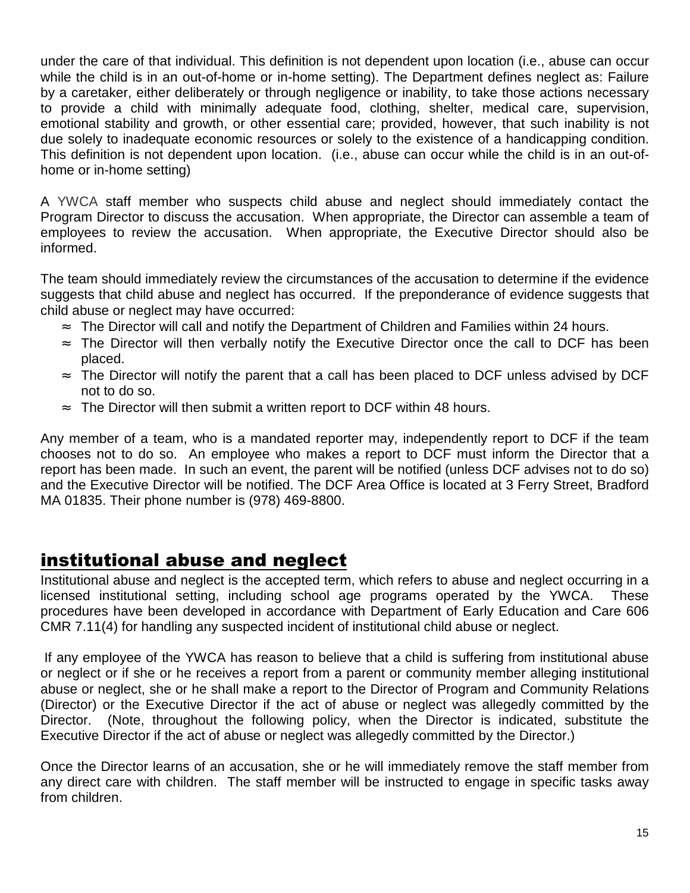under the care of that individual. This definition is not dependent upon location (i.e., abuse can occur while the child is in an out-of-home or in-home setting). The Department defines neglect as: Failure by a caretaker, either deliberately or through negligence or inability, to take those actions necessary to provide a child with minimally adequate food, clothing, shelter, medical care, supervision, emotional stability and growth, or other essential care; provided, however, that such inability is not due solely to inadequate economic resources or solely to the existence of a handicapping condition. This definition is not dependent upon location. (i.e., abuse can occur while the child is in an out-of-home or in-home setting)

A YWCA staff member who suspects child abuse and neglect should immediately contact the Program Director to discuss the accusation. When appropriate, the Director can assemble a team of employees to review the accusation. When appropriate, the Executive Director should also be informed.

The team should immediately review the circumstances of the accusation to determine if the evidence suggests that child abuse and neglect has occurred. If the preponderance of evidence suggests that child abuse or neglect may have occurred:

- The Director will call and notify the Department of Children and Families within 24 hours.
- The Director will then verbally notify the Executive Director once the call to DCF has been placed.
- The Director will notify the parent that a call has been placed to DCF unless advised by DCF not to do so.
- The Director will then submit a written report to DCF within 48 hours.

Any member of a team, who is a mandated reporter may, independently report to DCF if the team chooses not to do so. An employee who makes a report to DCF must inform the Director that a report has been made. In such an event, the parent will be notified (unless DCF advises not to do so) and the Executive Director will be notified. The DCF Area Office is located at 3 Ferry Street, Bradford MA 01835. Their phone number is (978) 469-8800.

## institutional abuse and neglect

Institutional abuse and neglect is the accepted term, which refers to abuse and neglect occurring in a licensed institutional setting, including school age programs operated by the YWCA. These procedures have been developed in accordance with Department of Early Education and Care 606 CMR 7.11(4) for handling any suspected incident of institutional child abuse or neglect.

If any employee of the YWCA has reason to believe that a child is suffering from institutional abuse or neglect or if she or he receives a report from a parent or community member alleging institutional abuse or neglect, she or he shall make a report to the Director of Program and Community Relations (Director) or the Executive Director if the act of abuse or neglect was allegedly committed by the Director. (Note, throughout the following policy, when the Director is indicated, substitute the Executive Director if the act of abuse or neglect was allegedly committed by the Director.)

Once the Director learns of an accusation, she or he will immediately remove the staff member from any direct care with children. The staff member will be instructed to engage in specific tasks away from children.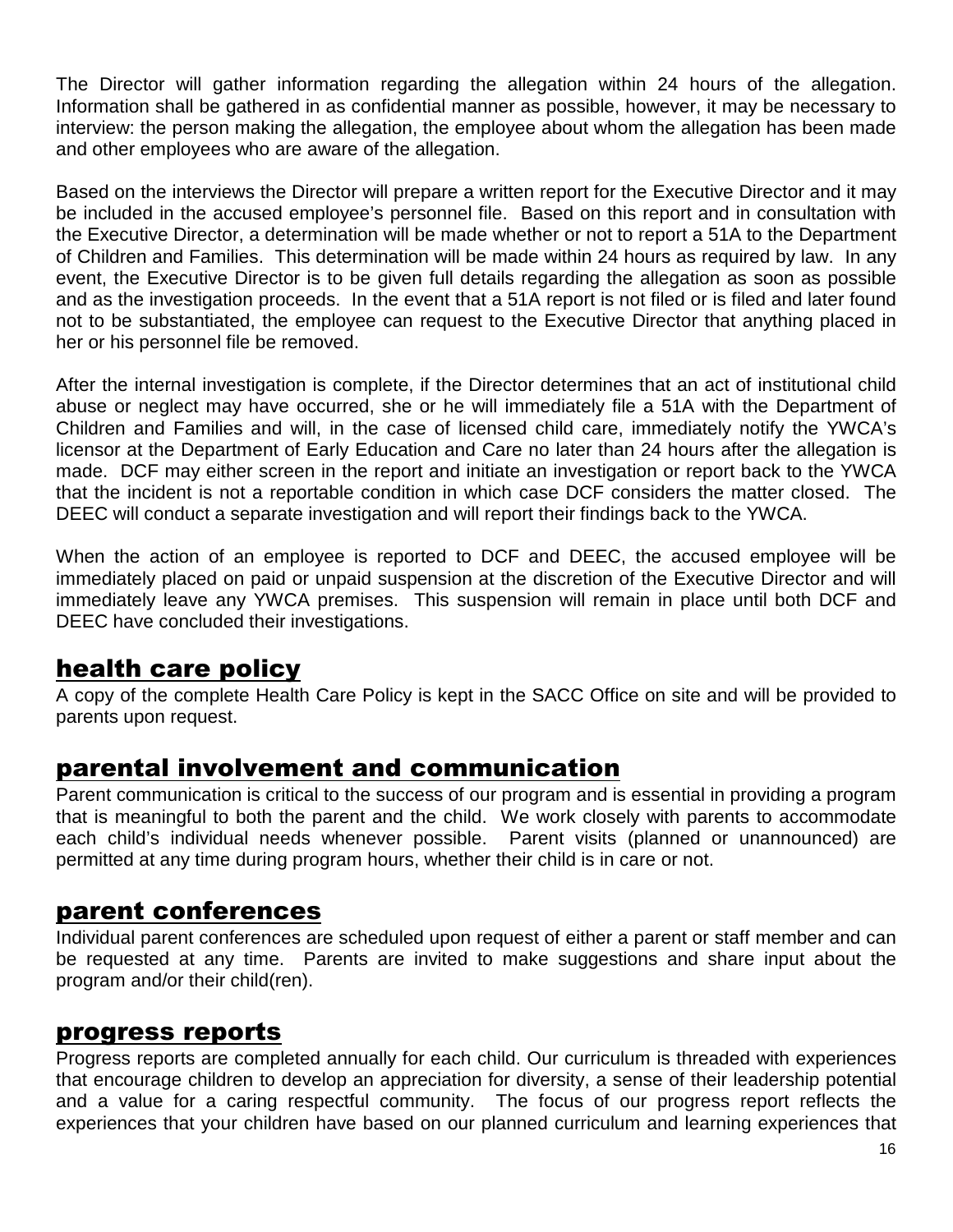The Director will gather information regarding the allegation within 24 hours of the allegation. Information shall be gathered in as confidential manner as possible, however, it may be necessary to interview: the person making the allegation, the employee about whom the allegation has been made and other employees who are aware of the allegation.

Based on the interviews the Director will prepare a written report for the Executive Director and it may be included in the accused employee's personnel file. Based on this report and in consultation with the Executive Director, a determination will be made whether or not to report a 51A to the Department of Children and Families. This determination will be made within 24 hours as required by law. In any event, the Executive Director is to be given full details regarding the allegation as soon as possible and as the investigation proceeds. In the event that a 51A report is not filed or is filed and later found not to be substantiated, the employee can request to the Executive Director that anything placed in her or his personnel file be removed.

After the internal investigation is complete, if the Director determines that an act of institutional child abuse or neglect may have occurred, she or he will immediately file a 51A with the Department of Children and Families and will, in the case of licensed child care, immediately notify the YWCA's licensor at the Department of Early Education and Care no later than 24 hours after the allegation is made. DCF may either screen in the report and initiate an investigation or report back to the YWCA that the incident is not a reportable condition in which case DCF considers the matter closed. The DEEC will conduct a separate investigation and will report their findings back to the YWCA.

When the action of an employee is reported to DCF and DEEC, the accused employee will be immediately placed on paid or unpaid suspension at the discretion of the Executive Director and will immediately leave any YWCA premises. This suspension will remain in place until both DCF and DEEC have concluded their investigations.

## health care policy

A copy of the complete Health Care Policy is kept in the SACC Office on site and will be provided to parents upon request.

## parental involvement and communication

Parent communication is critical to the success of our program and is essential in providing a program that is meaningful to both the parent and the child. We work closely with parents to accommodate each child's individual needs whenever possible. Parent visits (planned or unannounced) are permitted at any time during program hours, whether their child is in care or not.

## parent conferences

Individual parent conferences are scheduled upon request of either a parent or staff member and can be requested at any time. Parents are invited to make suggestions and share input about the program and/or their child(ren).

## progress reports

Progress reports are completed annually for each child. Our curriculum is threaded with experiences that encourage children to develop an appreciation for diversity, a sense of their leadership potential and a value for a caring respectful community. The focus of our progress report reflects the experiences that your children have based on our planned curriculum and learning experiences that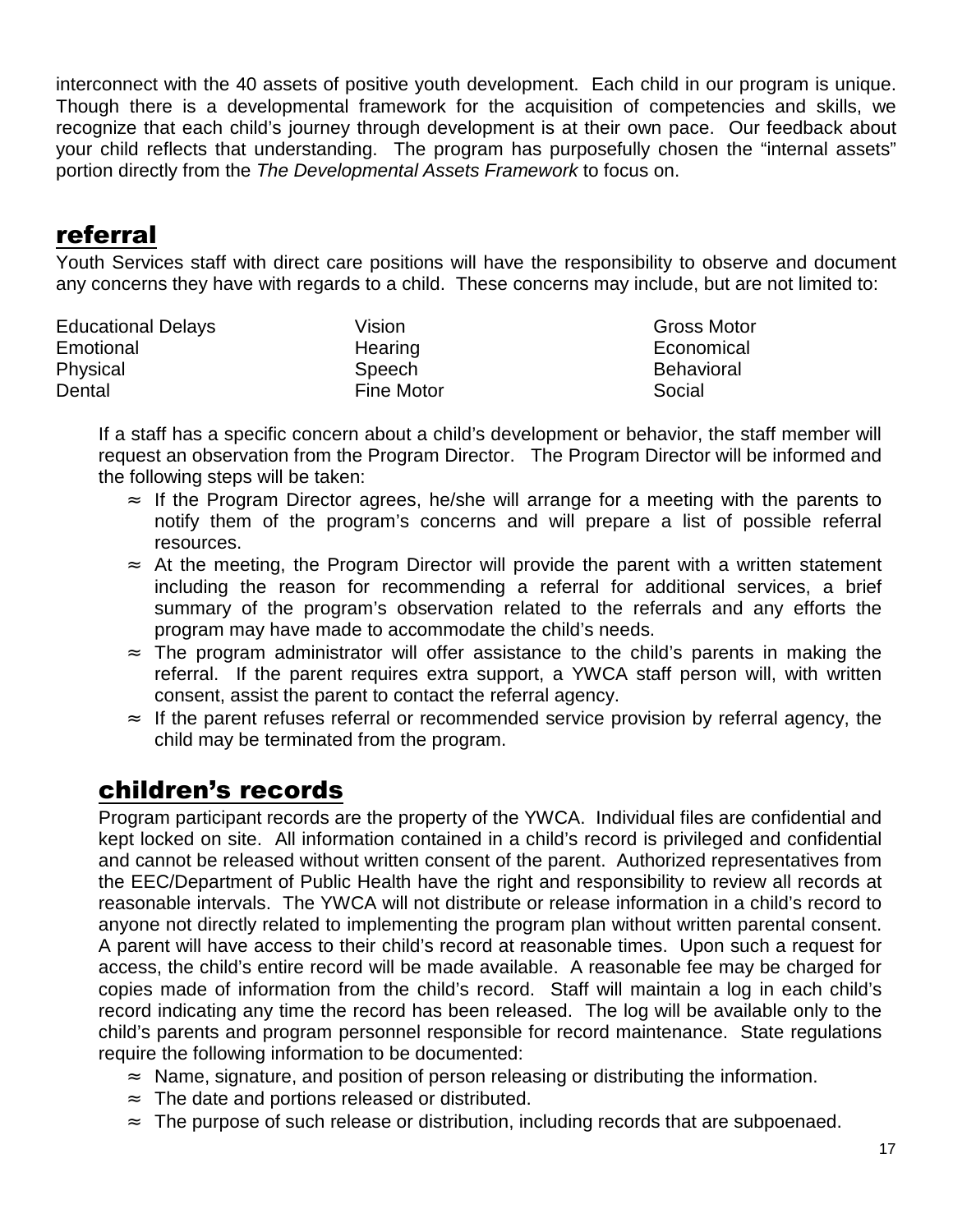interconnect with the 40 assets of positive youth development. Each child in our program is unique. Though there is a developmental framework for the acquisition of competencies and skills, we recognize that each child's journey through development is at their own pace. Our feedback about your child reflects that understanding. The program has purposefully chosen the "internal assets" portion directly from the *The Developmental Assets Framework* to focus on.

## referral

Youth Services staff with direct care positions will have the responsibility to observe and document any concerns they have with regards to a child. These concerns may include, but are not limited to:

| | | |
|---|---|---|
| Educational Delays | Vision | Gross Motor |
| Emotional | Hearing | Economical |
| Physical | Speech | Behavioral |
| Dental | Fine Motor | Social |

If a staff has a specific concern about a child's development or behavior, the staff member will request an observation from the Program Director. The Program Director will be informed and the following steps will be taken:

- ≈ If the Program Director agrees, he/she will arrange for a meeting with the parents to notify them of the program's concerns and will prepare a list of possible referral resources.
- ≈ At the meeting, the Program Director will provide the parent with a written statement including the reason for recommending a referral for additional services, a brief summary of the program's observation related to the referrals and any efforts the program may have made to accommodate the child's needs.
- ≈ The program administrator will offer assistance to the child's parents in making the referral. If the parent requires extra support, a YWCA staff person will, with written consent, assist the parent to contact the referral agency.
- ≈ If the parent refuses referral or recommended service provision by referral agency, the child may be terminated from the program.

## children's records

Program participant records are the property of the YWCA. Individual files are confidential and kept locked on site. All information contained in a child's record is privileged and confidential and cannot be released without written consent of the parent. Authorized representatives from the EEC/Department of Public Health have the right and responsibility to review all records at reasonable intervals. The YWCA will not distribute or release information in a child's record to anyone not directly related to implementing the program plan without written parental consent. A parent will have access to their child's record at reasonable times. Upon such a request for access, the child's entire record will be made available. A reasonable fee may be charged for copies made of information from the child's record. Staff will maintain a log in each child's record indicating any time the record has been released. The log will be available only to the child's parents and program personnel responsible for record maintenance. State regulations require the following information to be documented:

- ≈ Name, signature, and position of person releasing or distributing the information.
- ≈ The date and portions released or distributed.
- ≈ The purpose of such release or distribution, including records that are subpoenaed.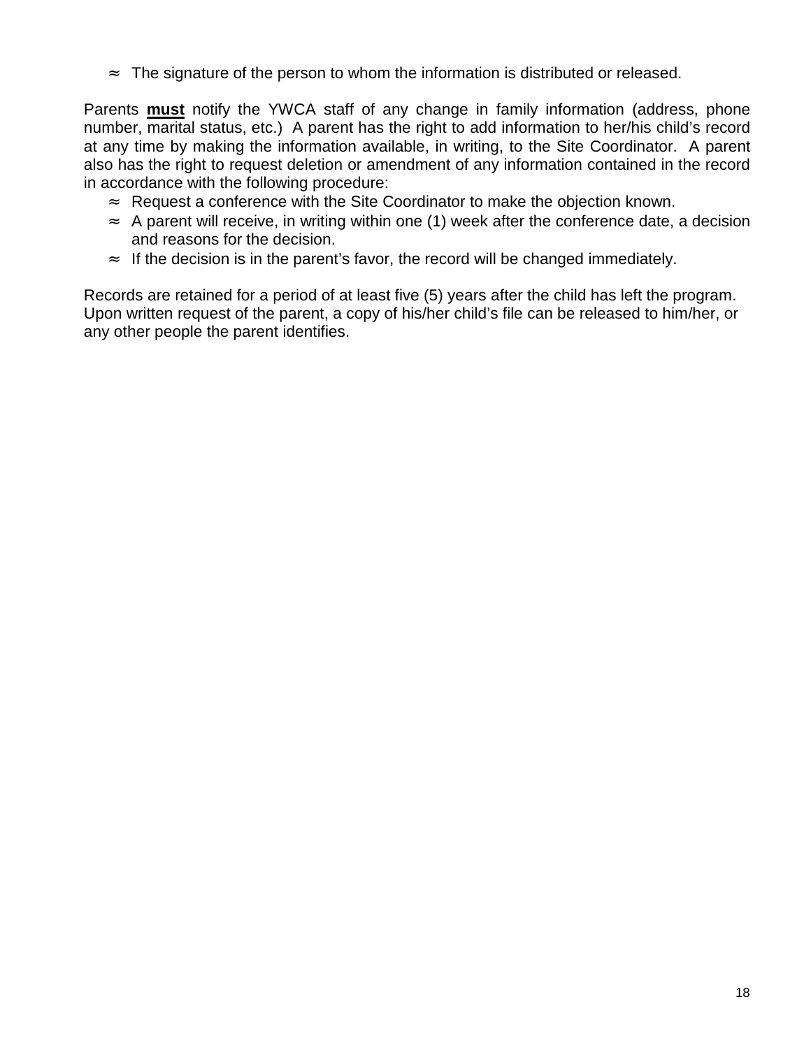- The signature of the person to whom the information is distributed or released.

Parents **must** notify the YWCA staff of any change in family information (address, phone number, marital status, etc.) A parent has the right to add information to her/his child's record at any time by making the information available, in writing, to the Site Coordinator. A parent also has the right to request deletion or amendment of any information contained in the record in accordance with the following procedure:

- Request a conference with the Site Coordinator to make the objection known.
- A parent will receive, in writing within one (1) week after the conference date, a decision and reasons for the decision.
- If the decision is in the parent's favor, the record will be changed immediately.

Records are retained for a period of at least five (5) years after the child has left the program. Upon written request of the parent, a copy of his/her child's file can be released to him/her, or any other people the parent identifies.